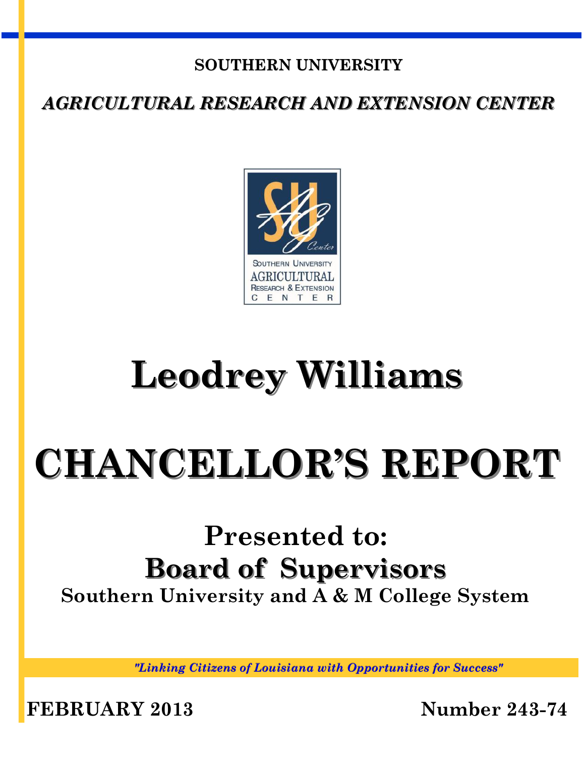**SOUTHERN UNIVERSITY**

***AGRICULTURAL RESEARCH AND EXTENSION CENTER***

# Leodrey Williams

# CHANCELLOR'S REPORT

## Presented to:

## Board of Supervisors

**Southern University and A & M College System**

*"Linking Citizens of Louisiana with Opportunities for Success"*

**FEBRUARY 2013** **Number 243-74**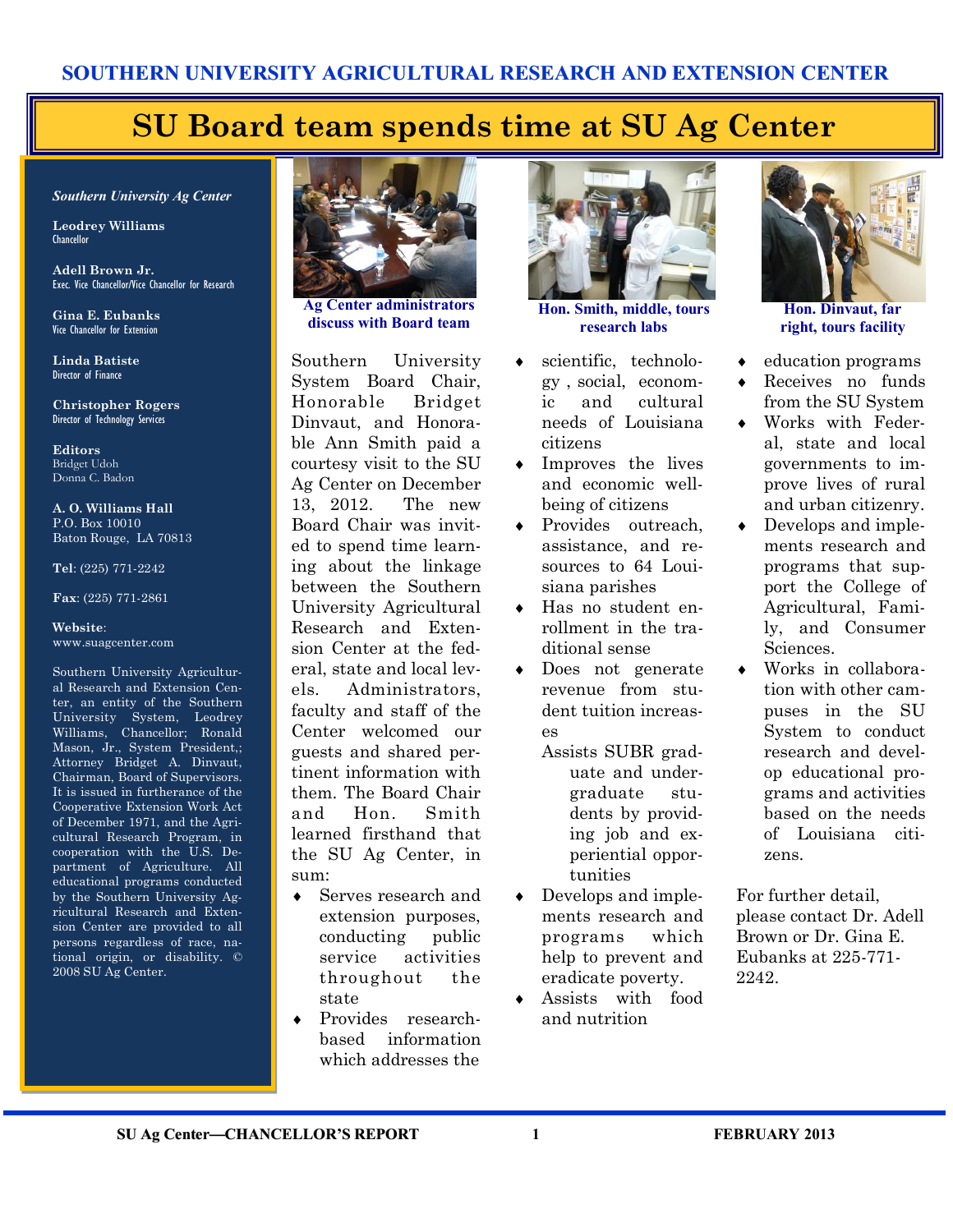SOUTHERN UNIVERSITY AGRICULTURAL RESEARCH AND EXTENSION CENTER

# SU Board team spends time at SU Ag Center

*Southern University Ag Center*

**Leodrey Williams**
Chancellor

**Adell Brown Jr.**
Exec. Vice Chancellor/Vice Chancellor for Research

**Gina E. Eubanks**
Vice Chancellor for Extension

**Linda Batiste**
Director of Finance

**Christopher Rogers**
Director of Technology Services

**Editors**
Bridget Udoh
Donna C. Badon

**A. O. Williams Hall**
P.O. Box 10010
Baton Rouge, LA 70813

**Tel**: (225) 771-2242

**Fax**: (225) 771-2861

**Website**:
www.suagcenter.com

Southern University Agricultural Research and Extension Center, an entity of the Southern University System, Leodrey Williams, Chancellor; Ronald Mason, Jr., System President,; Attorney Bridget A. Dinvaut, Chairman, Board of Supervisors. It is issued in furtherance of the Cooperative Extension Work Act of December 1971, and the Agricultural Research Program, in cooperation with the U.S. Department of Agriculture. All educational programs conducted by the Southern University Agricultural Research and Extension Center are provided to all persons regardless of race, national origin, or disability. © 2008 SU Ag Center.

Ag Center administrators discuss with Board team

Hon. Smith, middle, tours research labs

Hon. Dinvaut, far right, tours facility

Southern University System Board Chair, Honorable Bridget Dinvaut, and Honorable Ann Smith paid a courtesy visit to the SU Ag Center on December 13, 2012. The new Board Chair was invited to spend time learning about the linkage between the Southern University Agricultural Research and Extension Center at the federal, state and local levels. Administrators, faculty and staff of the Center welcomed our guests and shared pertinent information with them. The Board Chair and Hon. Smith learned firsthand that the SU Ag Center, in sum:

- Serves research and extension purposes, conducting public service activities throughout the state
- Provides research-based information which addresses the scientific, technology , social, economic and cultural needs of Louisiana citizens
- Improves the lives and economic well-being of citizens
- Provides outreach, assistance, and resources to 64 Louisiana parishes
- Has no student enrollment in the traditional sense
- Does not generate revenue from student tuition increases

  Assists SUBR graduate and undergraduate students by providing job and experiential opportunities
- Develops and implements research and programs which help to prevent and eradicate poverty.
- Assists with food and nutrition education programs
- Receives no funds from the SU System
- Works with Federal, state and local governments to improve lives of rural and urban citizenry.
- Develops and implements research and programs that support the College of Agricultural, Family, and Consumer Sciences.
- Works in collaboration with other campuses in the SU System to conduct research and develop educational programs and activities based on the needs of Louisiana citizens.

For further detail, please contact Dr. Adell Brown or Dr. Gina E. Eubanks at 225-771-2242.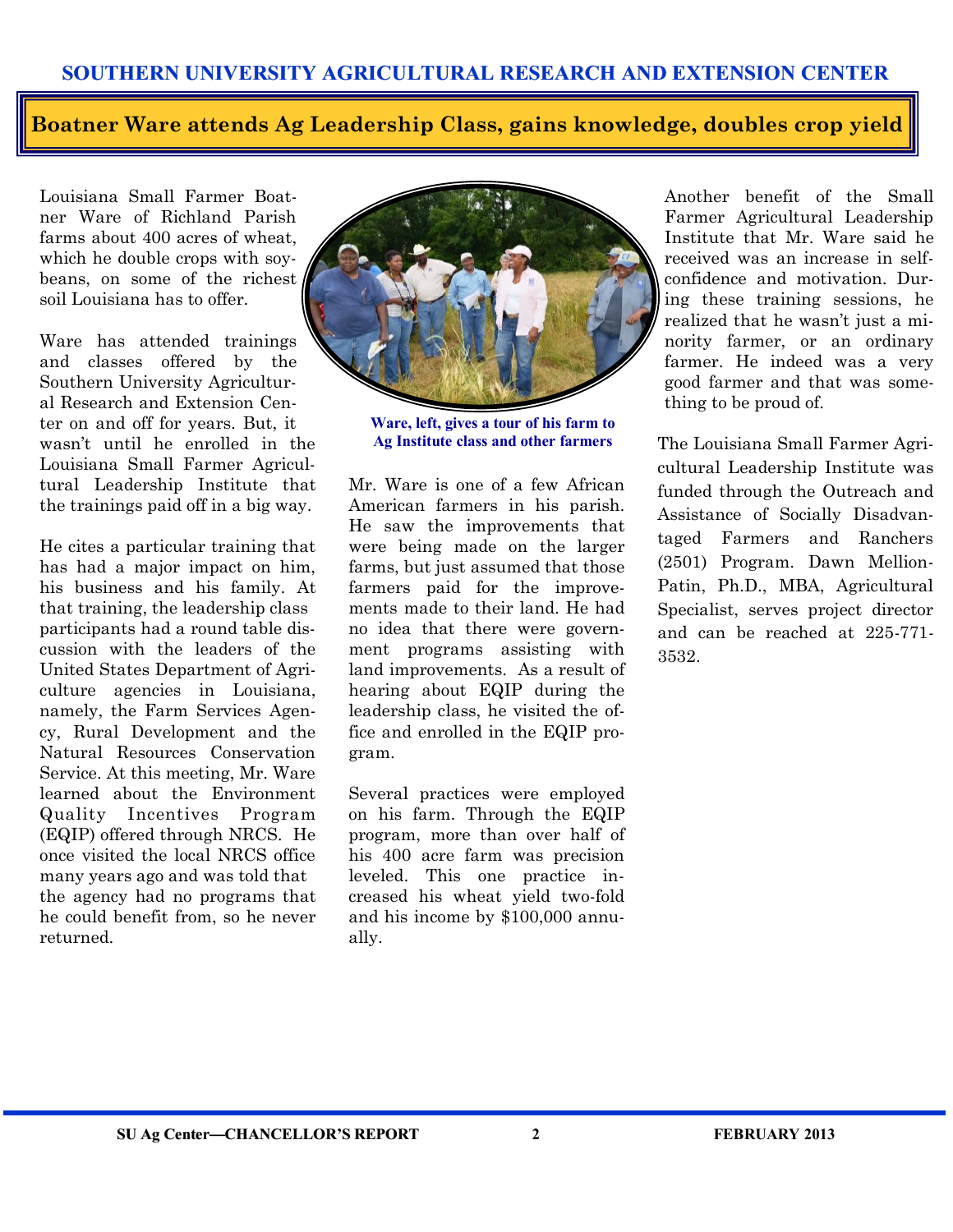SOUTHERN UNIVERSITY AGRICULTURAL RESEARCH AND EXTENSION CENTER

# Boatner Ware attends Ag Leadership Class, gains knowledge, doubles crop yield

Louisiana Small Farmer Boatner Ware of Richland Parish farms about 400 acres of wheat, which he double crops with soybeans, on some of the richest soil Louisiana has to offer.

Ware has attended trainings and classes offered by the Southern University Agricultural Research and Extension Center on and off for years. But, it wasn't until he enrolled in the Louisiana Small Farmer Agricultural Leadership Institute that the trainings paid off in a big way.

He cites a particular training that has had a major impact on him, his business and his family. At that training, the leadership class participants had a round table discussion with the leaders of the United States Department of Agriculture agencies in Louisiana, namely, the Farm Services Agency, Rural Development and the Natural Resources Conservation Service. At this meeting, Mr. Ware learned about the Environment Quality Incentives Program (EQIP) offered through NRCS. He once visited the local NRCS office many years ago and was told that the agency had no programs that he could benefit from, so he never returned.

Ware, left, gives a tour of his farm to Ag Institute class and other farmers

Mr. Ware is one of a few African American farmers in his parish. He saw the improvements that were being made on the larger farms, but just assumed that those farmers paid for the improvements made to their land. He had no idea that there were government programs assisting with land improvements. As a result of hearing about EQIP during the leadership class, he visited the office and enrolled in the EQIP program.

Several practices were employed on his farm. Through the EQIP program, more than over half of his 400 acre farm was precision leveled. This one practice increased his wheat yield two-fold and his income by $100,000 annually.

Another benefit of the Small Farmer Agricultural Leadership Institute that Mr. Ware said he received was an increase in self-confidence and motivation. During these training sessions, he realized that he wasn't just a minority farmer, or an ordinary farmer. He indeed was a very good farmer and that was something to be proud of.

The Louisiana Small Farmer Agricultural Leadership Institute was funded through the Outreach and Assistance of Socially Disadvantaged Farmers and Ranchers (2501) Program. Dawn Mellion-Patin, Ph.D., MBA, Agricultural Specialist, serves project director and can be reached at 225-771-3532.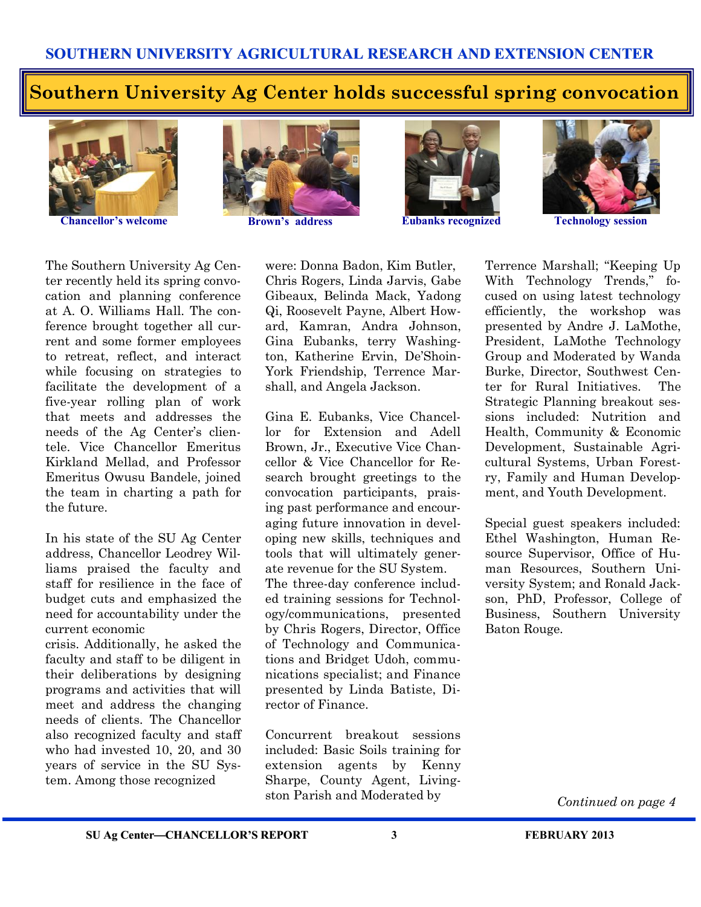## SOUTHERN UNIVERSITY AGRICULTURAL RESEARCH AND EXTENSION CENTER

# Southern University Ag Center holds successful spring convocation

Chancellor's welcome

Brown's address

Eubanks recognized

Technology session

The Southern University Ag Center recently held its spring convocation and planning conference at A. O. Williams Hall. The conference brought together all current and some former employees to retreat, reflect, and interact while focusing on strategies to facilitate the development of a five-year rolling plan of work that meets and addresses the needs of the Ag Center's clientele. Vice Chancellor Emeritus Kirkland Mellad, and Professor Emeritus Owusu Bandele, joined the team in charting a path for the future.

In his state of the SU Ag Center address, Chancellor Leodrey Williams praised the faculty and staff for resilience in the face of budget cuts and emphasized the need for accountability under the current economic crisis. Additionally, he asked the faculty and staff to be diligent in their deliberations by designing programs and activities that will meet and address the changing needs of clients. The Chancellor also recognized faculty and staff who had invested 10, 20, and 30 years of service in the SU System. Among those recognized were: Donna Badon, Kim Butler, Chris Rogers, Linda Jarvis, Gabe Gibeaux, Belinda Mack, Yadong Qi, Roosevelt Payne, Albert Howard, Kamran, Andra Johnson, Gina Eubanks, terry Washington, Katherine Ervin, De'Shoin-York Friendship, Terrence Marshall, and Angela Jackson.

Gina E. Eubanks, Vice Chancellor for Extension and Adell Brown, Jr., Executive Vice Chancellor & Vice Chancellor for Research brought greetings to the convocation participants, praising past performance and encouraging future innovation in developing new skills, techniques and tools that will ultimately generate revenue for the SU System. The three-day conference included training sessions for Technology/communications, presented by Chris Rogers, Director, Office of Technology and Communications and Bridget Udoh, communications specialist; and Finance presented by Linda Batiste, Director of Finance.

Concurrent breakout sessions included: Basic Soils training for extension agents by Kenny Sharpe, County Agent, Livingston Parish and Moderated by Terrence Marshall; "Keeping Up With Technology Trends," focused on using latest technology efficiently, the workshop was presented by Andre J. LaMothe, President, LaMothe Technology Group and Moderated by Wanda Burke, Director, Southwest Center for Rural Initiatives. The Strategic Planning breakout sessions included: Nutrition and Health, Community & Economic Development, Sustainable Agricultural Systems, Urban Forestry, Family and Human Development, and Youth Development.

Special guest speakers included: Ethel Washington, Human Resource Supervisor, Office of Human Resources, Southern University System; and Ronald Jackson, PhD, Professor, College of Business, Southern University Baton Rouge.

*Continued on page 4*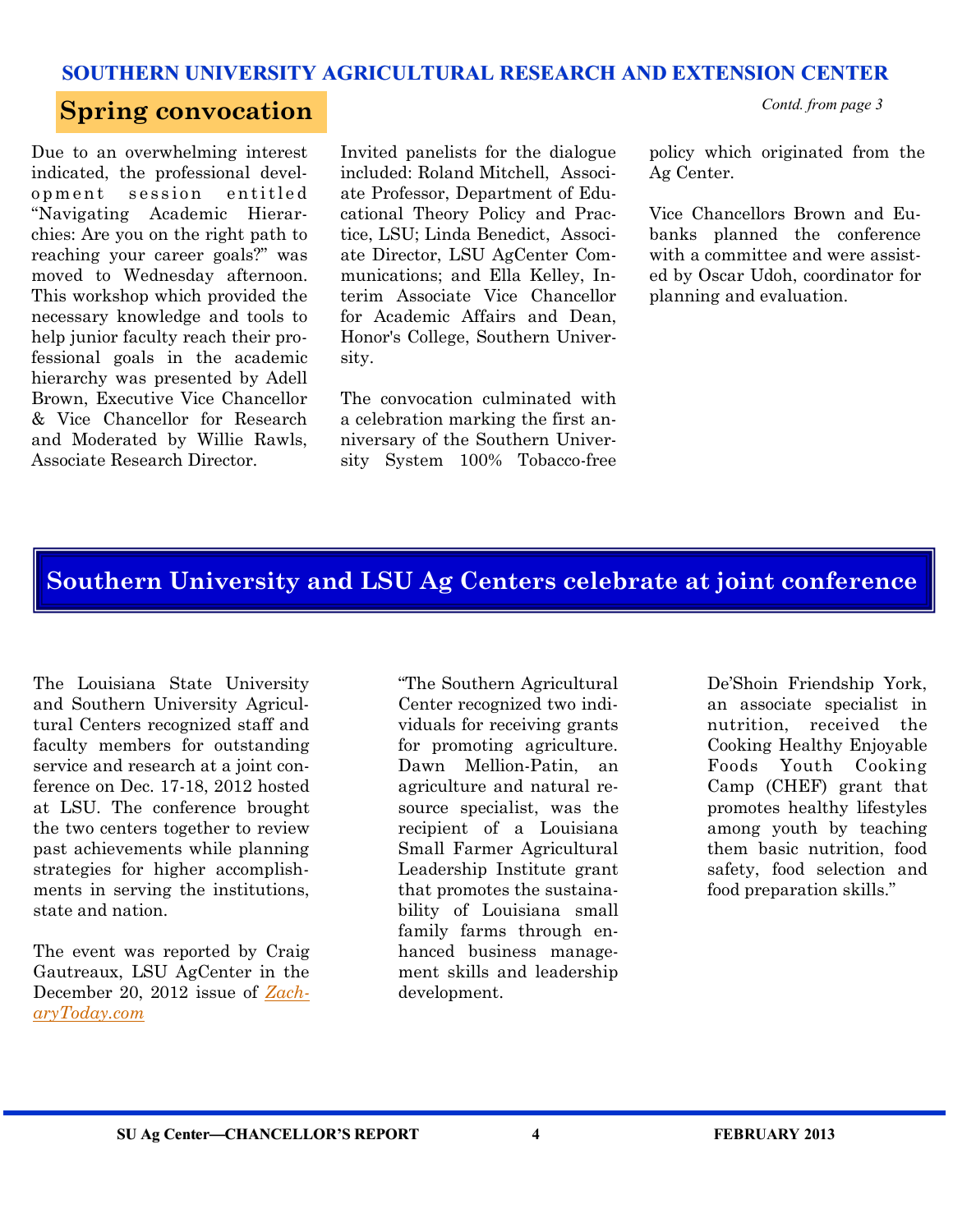## Spring convocation

*Contd. from page 3*

Due to an overwhelming interest indicated, the professional development session entitled "Navigating Academic Hierarchies: Are you on the right path to reaching your career goals?" was moved to Wednesday afternoon. This workshop which provided the necessary knowledge and tools to help junior faculty reach their professional goals in the academic hierarchy was presented by Adell Brown, Executive Vice Chancellor & Vice Chancellor for Research and Moderated by Willie Rawls, Associate Research Director.

Invited panelists for the dialogue included: Roland Mitchell, Associate Professor, Department of Educational Theory Policy and Practice, LSU; Linda Benedict, Associate Director, LSU AgCenter Communications; and Ella Kelley, Interim Associate Vice Chancellor for Academic Affairs and Dean, Honor's College, Southern University.

The convocation culminated with a celebration marking the first anniversary of the Southern University System 100% Tobacco-free policy which originated from the Ag Center.

Vice Chancellors Brown and Eubanks planned the conference with a committee and were assisted by Oscar Udoh, coordinator for planning and evaluation.

## Southern University and LSU Ag Centers celebrate at joint conference

The Louisiana State University and Southern University Agricultural Centers recognized staff and faculty members for outstanding service and research at a joint conference on Dec. 17-18, 2012 hosted at LSU. The conference brought the two centers together to review past achievements while planning strategies for higher accomplishments in serving the institutions, state and nation.

The event was reported by Craig Gautreaux, LSU AgCenter in the December 20, 2012 issue of *ZacharyToday.com*

"The Southern Agricultural Center recognized two individuals for receiving grants for promoting agriculture. Dawn Mellion-Patin, an agriculture and natural resource specialist, was the recipient of a Louisiana Small Farmer Agricultural Leadership Institute grant that promotes the sustainability of Louisiana small family farms through enhanced business management skills and leadership development.

De'Shoin Friendship York, an associate specialist in nutrition, received the Cooking Healthy Enjoyable Foods Youth Cooking Camp (CHEF) grant that promotes healthy lifestyles among youth by teaching them basic nutrition, food safety, food selection and food preparation skills."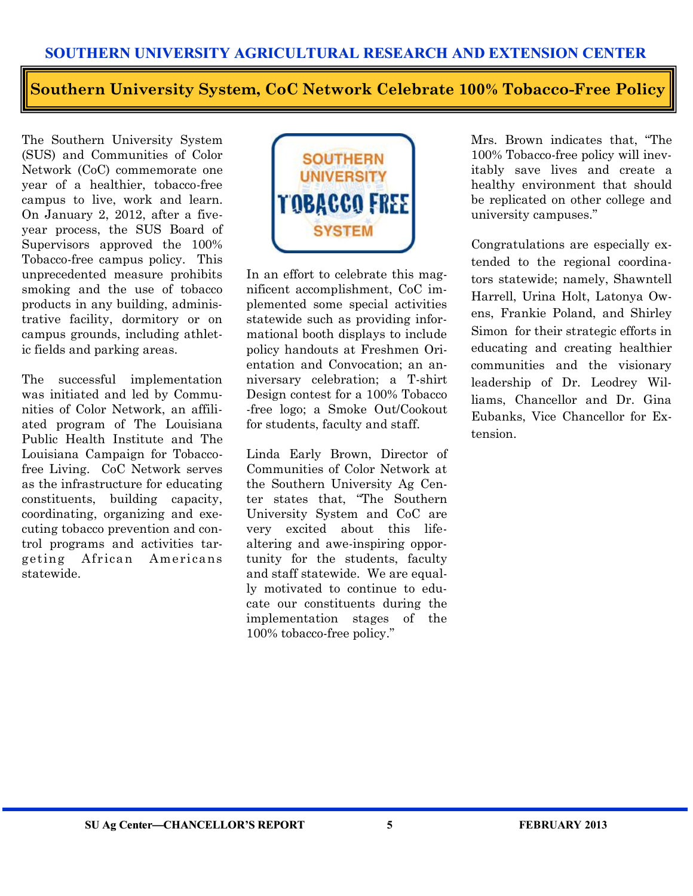# Southern University System, CoC Network Celebrate 100% Tobacco-Free Policy

The Southern University System (SUS) and Communities of Color Network (CoC) commemorate one year of a healthier, tobacco-free campus to live, work and learn. On January 2, 2012, after a five-year process, the SUS Board of Supervisors approved the 100% Tobacco-free campus policy. This unprecedented measure prohibits smoking and the use of tobacco products in any building, administrative facility, dormitory or on campus grounds, including athletic fields and parking areas.

The successful implementation was initiated and led by Communities of Color Network, an affiliated program of The Louisiana Public Health Institute and The Louisiana Campaign for Tobacco-free Living. CoC Network serves as the infrastructure for educating constituents, building capacity, coordinating, organizing and executing tobacco prevention and control programs and activities targeting African Americans statewide.

SOUTHERN UNIVERSITY TOBACCO FREE SYSTEM

In an effort to celebrate this magnificent accomplishment, CoC implemented some special activities statewide such as providing informational booth displays to include policy handouts at Freshmen Orientation and Convocation; an anniversary celebration; a T-shirt Design contest for a 100% Tobacco-free logo; a Smoke Out/Cookout for students, faculty and staff.

Linda Early Brown, Director of Communities of Color Network at the Southern University Ag Center states that, "The Southern University System and CoC are very excited about this life-altering and awe-inspiring opportunity for the students, faculty and staff statewide. We are equally motivated to continue to educate our constituents during the implementation stages of the 100% tobacco-free policy."

Mrs. Brown indicates that, "The 100% Tobacco-free policy will inevitably save lives and create a healthy environment that should be replicated on other college and university campuses."

Congratulations are especially extended to the regional coordinators statewide; namely, Shawntell Harrell, Urina Holt, Latonya Owens, Frankie Poland, and Shirley Simon for their strategic efforts in educating and creating healthier communities and the visionary leadership of Dr. Leodrey Williams, Chancellor and Dr. Gina Eubanks, Vice Chancellor for Extension.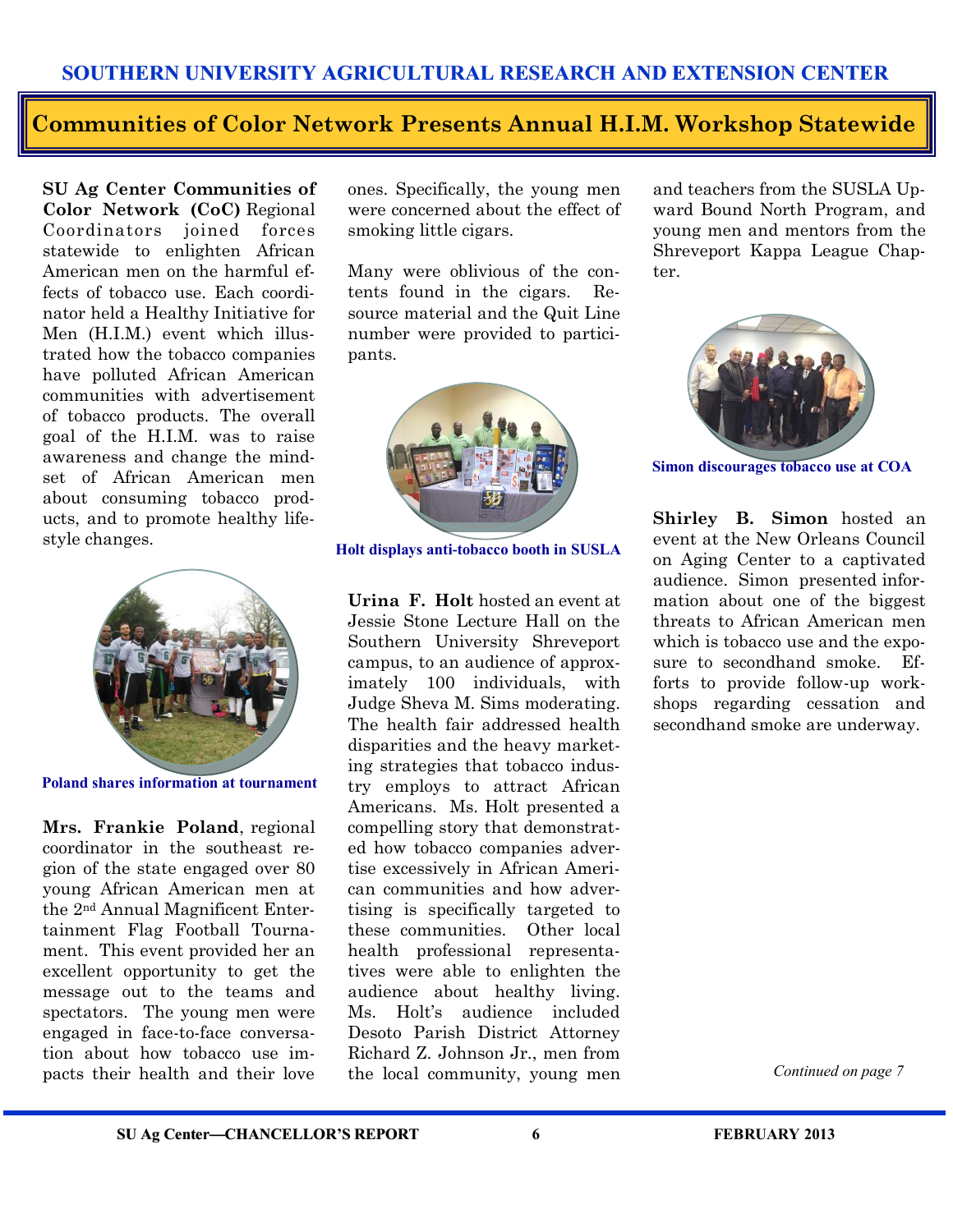# SOUTHERN UNIVERSITY AGRICULTURAL RESEARCH AND EXTENSION CENTER

## Communities of Color Network Presents Annual H.I.M. Workshop Statewide

**SU Ag Center Communities of Color Network (CoC)** Regional Coordinators joined forces statewide to enlighten African American men on the harmful effects of tobacco use. Each coordinator held a Healthy Initiative for Men (H.I.M.) event which illustrated how the tobacco companies have polluted African American communities with advertisement of tobacco products. The overall goal of the H.I.M. was to raise awareness and change the mindset of African American men about consuming tobacco products, and to promote healthy lifestyle changes.

Poland shares information at tournament

**Mrs. Frankie Poland**, regional coordinator in the southeast region of the state engaged over 80 young African American men at the 2nd Annual Magnificent Entertainment Flag Football Tournament. This event provided her an excellent opportunity to get the message out to the teams and spectators. The young men were engaged in face-to-face conversation about how tobacco use impacts their health and their love ones. Specifically, the young men were concerned about the effect of smoking little cigars.

Many were oblivious of the contents found in the cigars. Resource material and the Quit Line number were provided to participants.

Holt displays anti-tobacco booth in SUSLA

**Urina F. Holt** hosted an event at Jessie Stone Lecture Hall on the Southern University Shreveport campus, to an audience of approximately 100 individuals, with Judge Sheva M. Sims moderating. The health fair addressed health disparities and the heavy marketing strategies that tobacco industry employs to attract African Americans. Ms. Holt presented a compelling story that demonstrated how tobacco companies advertise excessively in African American communities and how advertising is specifically targeted to these communities. Other local health professional representatives were able to enlighten the audience about healthy living. Ms. Holt's audience included Desoto Parish District Attorney Richard Z. Johnson Jr., men from the local community, young men and teachers from the SUSLA Upward Bound North Program, and young men and mentors from the Shreveport Kappa League Chapter.

Simon discourages tobacco use at COA

**Shirley B. Simon** hosted an event at the New Orleans Council on Aging Center to a captivated audience. Simon presented information about one of the biggest threats to African American men which is tobacco use and the exposure to secondhand smoke. Efforts to provide follow-up workshops regarding cessation and secondhand smoke are underway.

*Continued on page 7*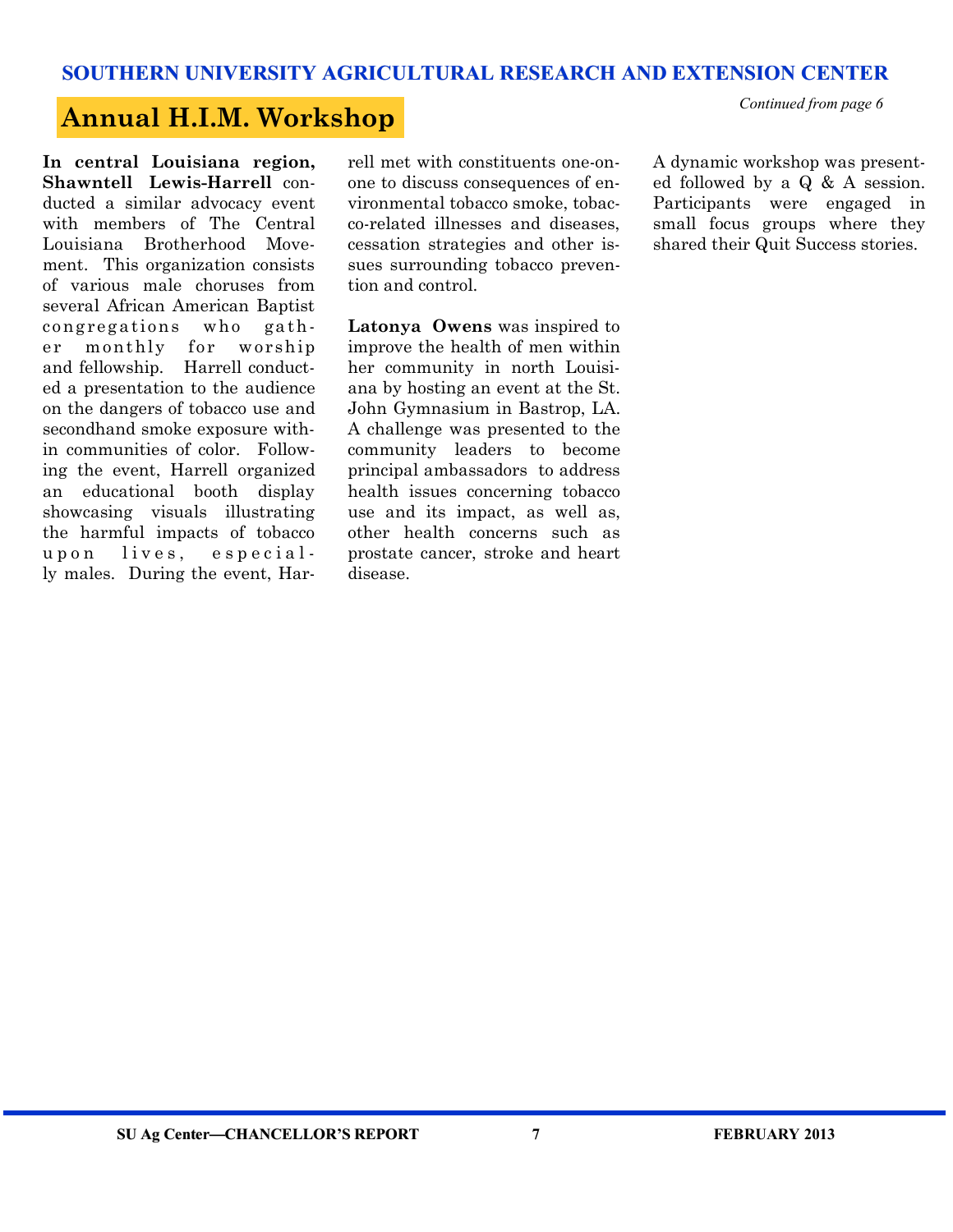## Annual H.I.M. Workshop

*Continued from page 6*

**In central Louisiana region, Shawntell Lewis-Harrell** conducted a similar advocacy event with members of The Central Louisiana Brotherhood Movement. This organization consists of various male choruses from several African American Baptist congregations who gather monthly for worship and fellowship. Harrell conducted a presentation to the audience on the dangers of tobacco use and secondhand smoke exposure within communities of color. Following the event, Harrell organized an educational booth display showcasing visuals illustrating the harmful impacts of tobacco upon lives, especially males. During the event, Harrell met with constituents one-on-one to discuss consequences of environmental tobacco smoke, tobacco-related illnesses and diseases, cessation strategies and other issues surrounding tobacco prevention and control.

**Latonya Owens** was inspired to improve the health of men within her community in north Louisiana by hosting an event at the St. John Gymnasium in Bastrop, LA. A challenge was presented to the community leaders to become principal ambassadors to address health issues concerning tobacco use and its impact, as well as, other health concerns such as prostate cancer, stroke and heart disease.

A dynamic workshop was presented followed by a Q & A session. Participants were engaged in small focus groups where they shared their Quit Success stories.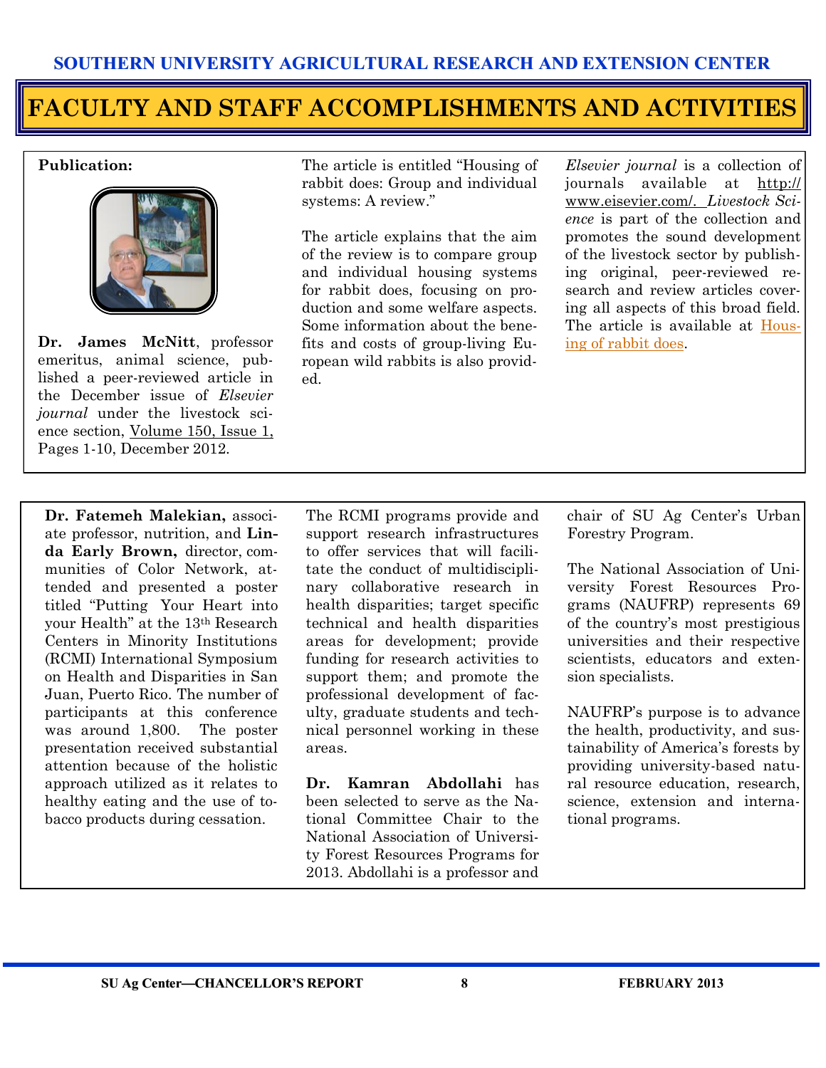# SOUTHERN UNIVERSITY AGRICULTURAL RESEARCH AND EXTENSION CENTER

## FACULTY AND STAFF ACCOMPLISHMENTS AND ACTIVITIES

**Publication:**

**Dr. James McNitt**, professor emeritus, animal science, published a peer-reviewed article in the December issue of *Elsevier journal* under the livestock science section, Volume 150, Issue 1, Pages 1-10, December 2012.

The article is entitled "Housing of rabbit does: Group and individual systems: A review."

The article explains that the aim of the review is to compare group and individual housing systems for rabbit does, focusing on production and some welfare aspects. Some information about the benefits and costs of group-living European wild rabbits is also provided.

*Elsevier journal* is a collection of journals available at http://www.eisevier.com/. *Livestock Science* is part of the collection and promotes the sound development of the livestock sector by publishing original, peer-reviewed research and review articles covering all aspects of this broad field. The article is available at Housing of rabbit does.

---

**Dr. Fatemeh Malekian,** associate professor, nutrition, and **Linda Early Brown,** director, communities of Color Network, attended and presented a poster titled "Putting Your Heart into your Health" at the 13th Research Centers in Minority Institutions (RCMI) International Symposium on Health and Disparities in San Juan, Puerto Rico. The number of participants at this conference was around 1,800. The poster presentation received substantial attention because of the holistic approach utilized as it relates to healthy eating and the use of tobacco products during cessation.

The RCMI programs provide and support research infrastructures to offer services that will facilitate the conduct of multidisciplinary collaborative research in health disparities; target specific technical and health disparities areas for development; provide funding for research activities to support them; and promote the professional development of faculty, graduate students and technical personnel working in these areas.

**Dr. Kamran Abdollahi** has been selected to serve as the National Committee Chair to the National Association of University Forest Resources Programs for 2013. Abdollahi is a professor and chair of SU Ag Center's Urban Forestry Program.

The National Association of University Forest Resources Programs (NAUFRP) represents 69 of the country's most prestigious universities and their respective scientists, educators and extension specialists.

NAUFRP's purpose is to advance the health, productivity, and sustainability of America's forests by providing university-based natural resource education, research, science, extension and international programs.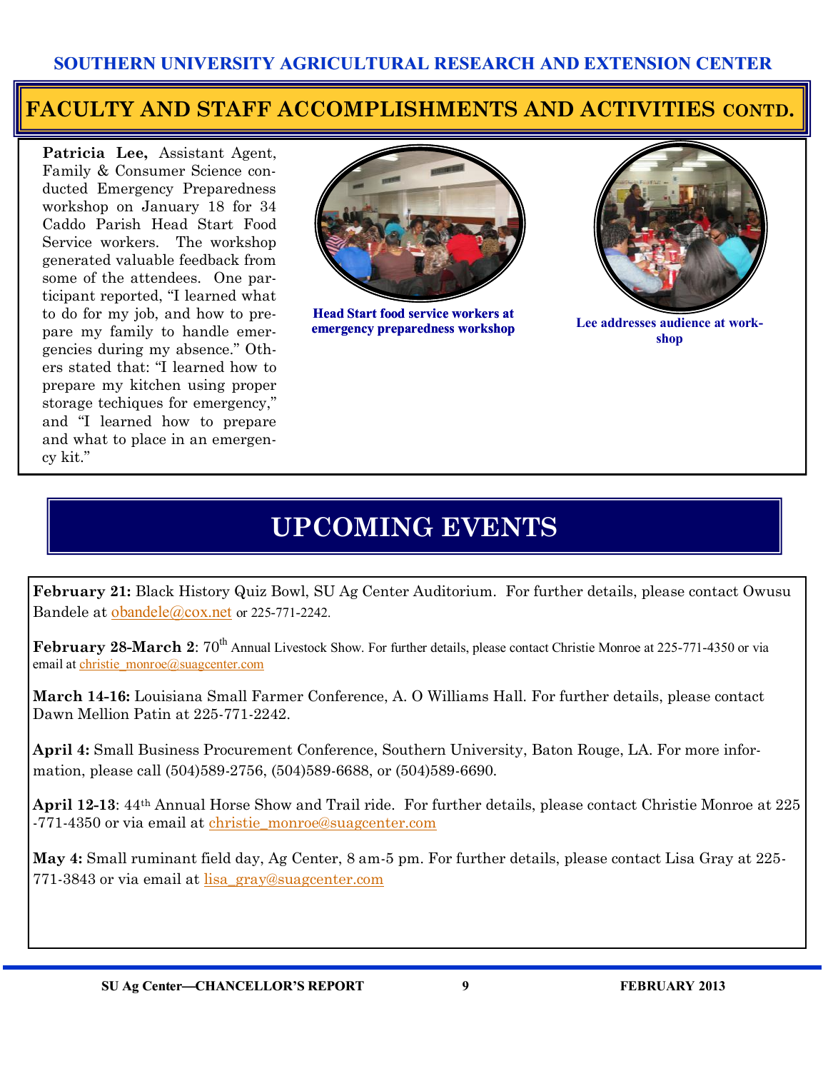## FACULTY AND STAFF ACCOMPLISHMENTS AND ACTIVITIES CONTD.

**Patricia Lee,** Assistant Agent, Family & Consumer Science conducted Emergency Preparedness workshop on January 18 for 34 Caddo Parish Head Start Food Service workers. The workshop generated valuable feedback from some of the attendees. One participant reported, "I learned what to do for my job, and how to prepare my family to handle emergencies during my absence." Others stated that: "I learned how to prepare my kitchen using proper storage techiques for emergency," and "I learned how to prepare and what to place in an emergency kit."

Head Start food service workers at emergency preparedness workshop

Lee addresses audience at workshop

# UPCOMING EVENTS

**February 21:** Black History Quiz Bowl, SU Ag Center Auditorium. For further details, please contact Owusu Bandele at obandele@cox.net or 225-771-2242.

**February 28-March 2**: 70th Annual Livestock Show. For further details, please contact Christie Monroe at 225-771-4350 or via email at christie_monroe@suagcenter.com

**March 14-16:** Louisiana Small Farmer Conference, A. O Williams Hall. For further details, please contact Dawn Mellion Patin at 225-771-2242.

**April 4:** Small Business Procurement Conference, Southern University, Baton Rouge, LA. For more information, please call (504)589-2756, (504)589-6688, or (504)589-6690.

**April 12-13**: 44th Annual Horse Show and Trail ride. For further details, please contact Christie Monroe at 225-771-4350 or via email at christie_monroe@suagcenter.com

**May 4:** Small ruminant field day, Ag Center, 8 am-5 pm. For further details, please contact Lisa Gray at 225-771-3843 or via email at lisa_gray@suagcenter.com